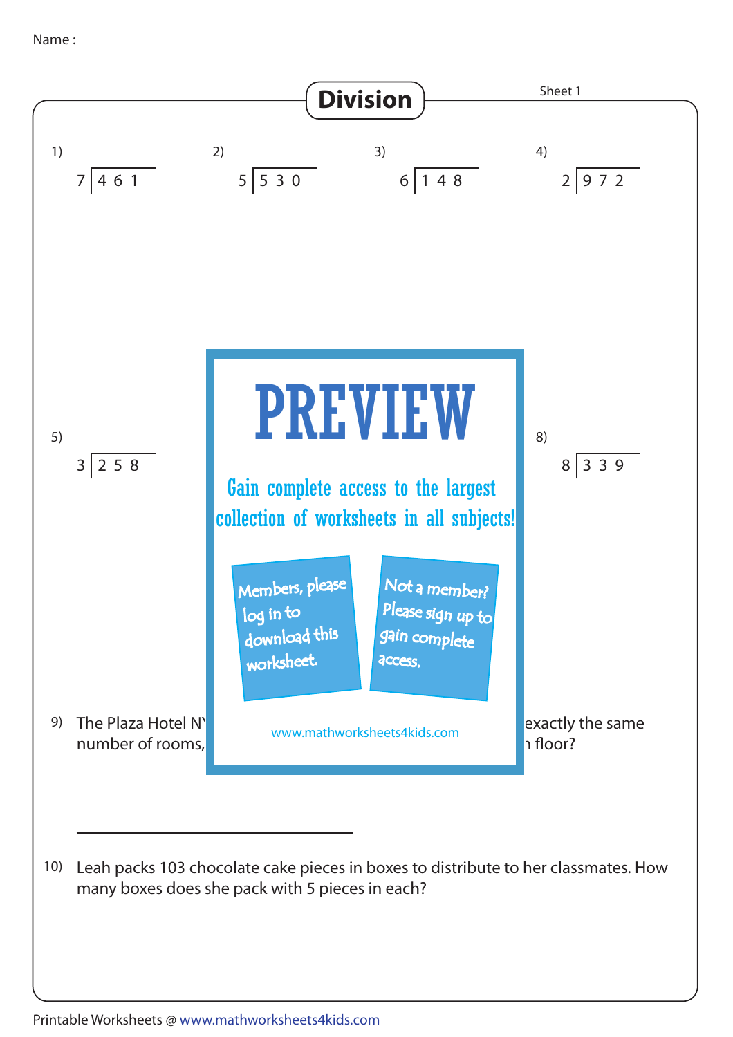Name :

# Division

Sheet 1

1) $7\overline{)461}$

2) $5\overline{)530}$

3) $6\overline{)148}$

4) $2\overline{)972}$

5) $3\overline{)258}$

8) $8\overline{)339}$

PREVIEW

Gain complete access to the largest collection of worksheets in all subjects!

Members, please log in to download this worksheet.

Not a member? Please sign up to gain complete access.

www.mathworksheets4kids.com

9) The Plaza Hotel N… exactly the same number of rooms, … floor?

10) Leah packs 103 chocolate cake pieces in boxes to distribute to her classmates. How many boxes does she pack with 5 pieces in each?

Printable Worksheets @ www.mathworksheets4kids.com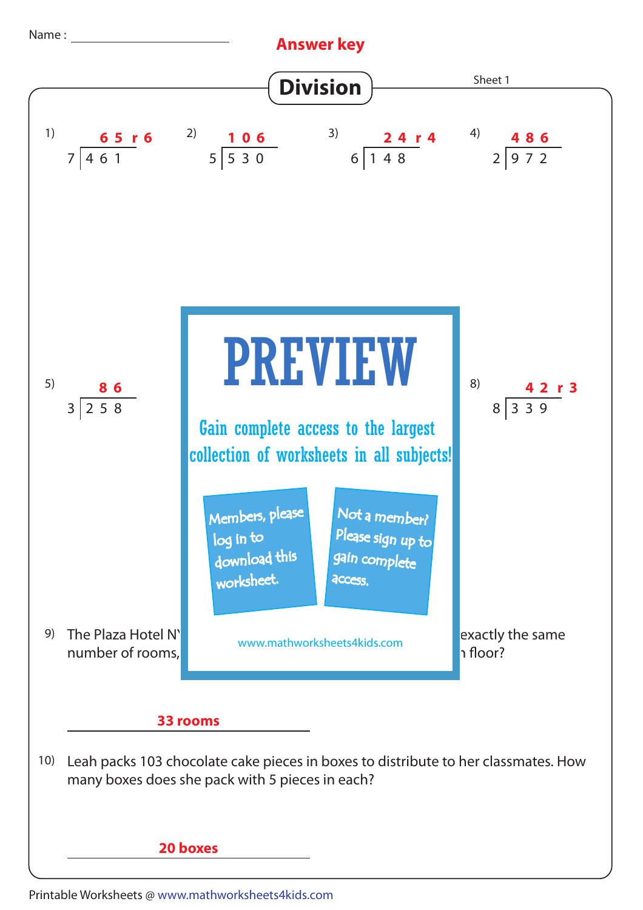Name : ____________________

**Answer key**

# Division

Sheet 1

1) $461 \div 7$ = **65 r 6**

2) $530 \div 5$ = **106**

3) $148 \div 6$ = **24 r 4**

4) $972 \div 2$ = **486**

5) $258 \div 3$ = **86**

PREVIEW

Gain complete access to the largest collection of worksheets in all subjects!

Members, please log in to download this worksheet.

Not a member? Please sign up to gain complete access.

www.mathworksheets4kids.com

8) $339 \div 8$ = **42 r 3**

9) The Plaza Hotel N… exactly the same number of rooms, … floor?

**33 rooms**

10) Leah packs 103 chocolate cake pieces in boxes to distribute to her classmates. How many boxes does she pack with 5 pieces in each?

**20 boxes**

Printable Worksheets @ www.mathworksheets4kids.com